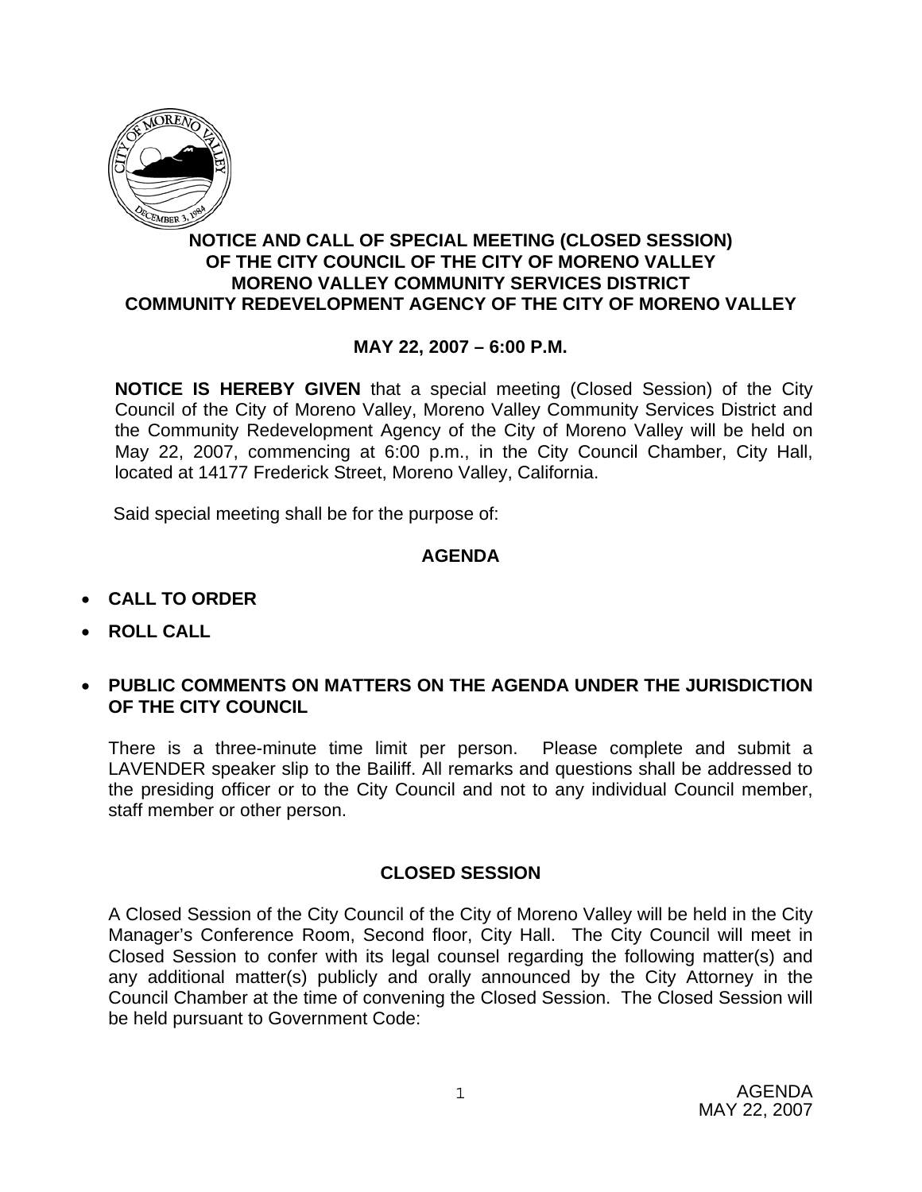**NOTICE AND CALL OF SPECIAL MEETING (CLOSED SESSION) OF THE CITY COUNCIL OF THE CITY OF MORENO VALLEY MORENO VALLEY COMMUNITY SERVICES DISTRICT COMMUNITY REDEVELOPMENT AGENCY OF THE CITY OF MORENO VALLEY**

**MAY 22, 2007 – 6:00 P.M.**

**NOTICE IS HEREBY GIVEN** that a special meeting (Closed Session) of the City Council of the City of Moreno Valley, Moreno Valley Community Services District and the Community Redevelopment Agency of the City of Moreno Valley will be held on May 22, 2007, commencing at 6:00 p.m., in the City Council Chamber, City Hall, located at 14177 Frederick Street, Moreno Valley, California.

Said special meeting shall be for the purpose of:

## AGENDA

- **CALL TO ORDER**
- **ROLL CALL**
- **PUBLIC COMMENTS ON MATTERS ON THE AGENDA UNDER THE JURISDICTION OF THE CITY COUNCIL**

There is a three-minute time limit per person. Please complete and submit a LAVENDER speaker slip to the Bailiff. All remarks and questions shall be addressed to the presiding officer or to the City Council and not to any individual Council member, staff member or other person.

## CLOSED SESSION

A Closed Session of the City Council of the City of Moreno Valley will be held in the City Manager's Conference Room, Second floor, City Hall. The City Council will meet in Closed Session to confer with its legal counsel regarding the following matter(s) and any additional matter(s) publicly and orally announced by the City Attorney in the Council Chamber at the time of convening the Closed Session. The Closed Session will be held pursuant to Government Code: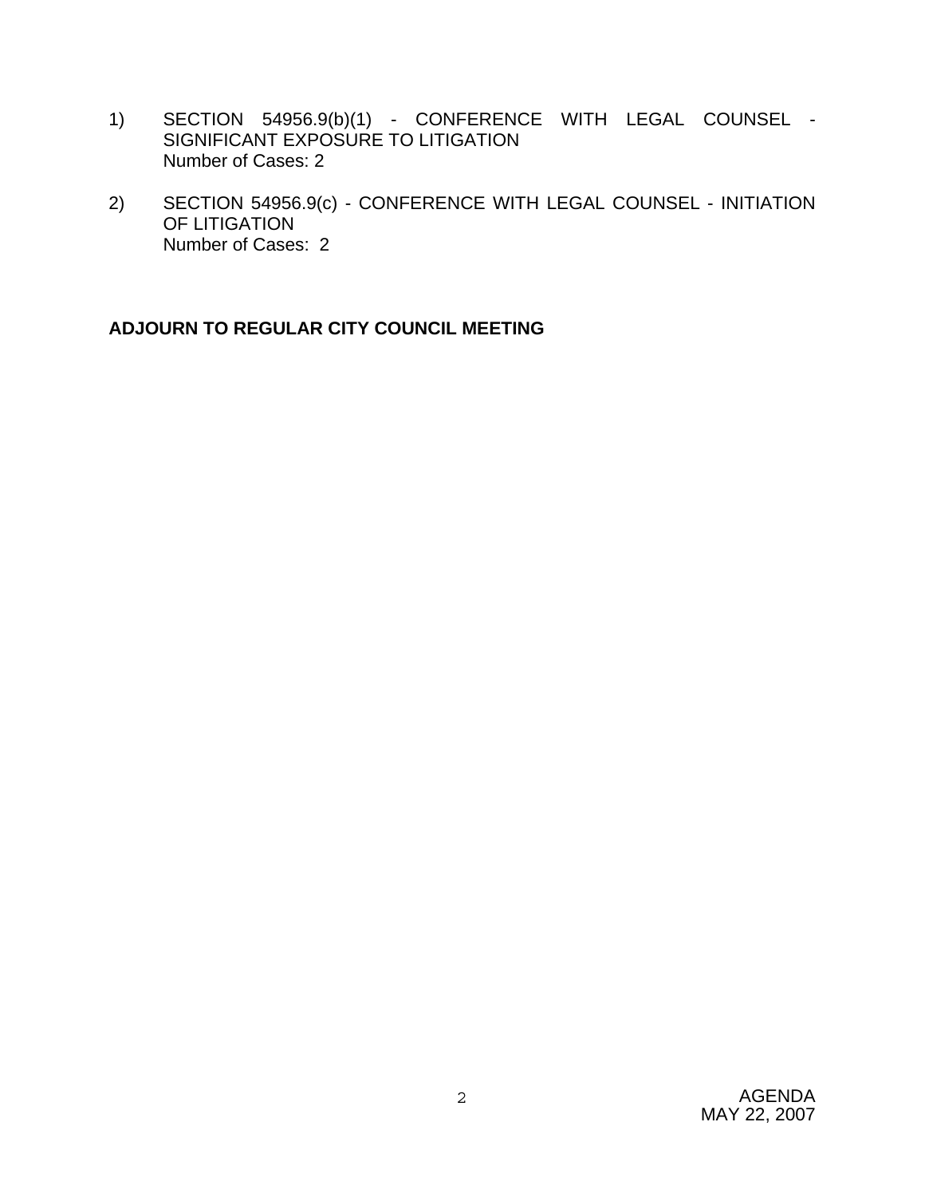1) SECTION 54956.9(b)(1) - CONFERENCE WITH LEGAL COUNSEL - SIGNIFICANT EXPOSURE TO LITIGATION
   Number of Cases: 2

2) SECTION 54956.9(c) - CONFERENCE WITH LEGAL COUNSEL - INITIATION OF LITIGATION
   Number of Cases: 2

**ADJOURN TO REGULAR CITY COUNCIL MEETING**